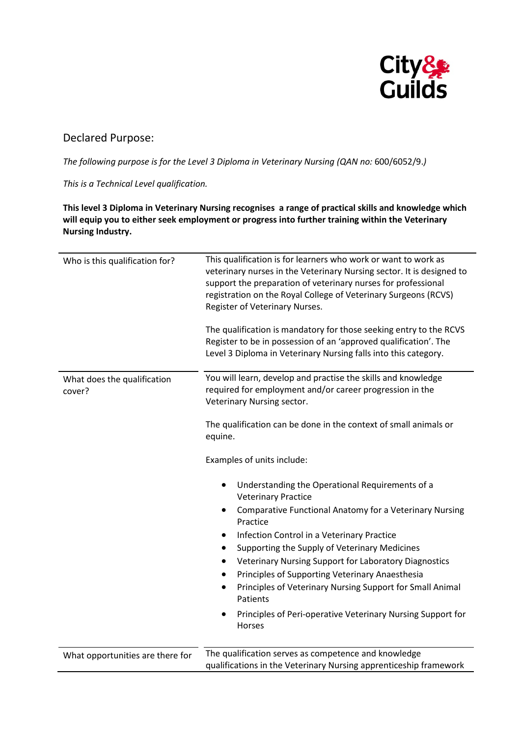## Declared Purpose:

*The following purpose is for the Level 3 Diploma in Veterinary Nursing (QAN no:* 600/6052/9.*)*

*This is a Technical Level qualification.*

**This level 3 Diploma in Veterinary Nursing recognises a range of practical skills and knowledge which will equip you to either seek employment or progress into further training within the Veterinary Nursing Industry.**

| | |
|---|---|
| Who is this qualification for? | This qualification is for learners who work or want to work as veterinary nurses in the Veterinary Nursing sector. It is designed to support the preparation of veterinary nurses for professional registration on the Royal College of Veterinary Surgeons (RCVS) Register of Veterinary Nurses.<br><br>The qualification is mandatory for those seeking entry to the RCVS Register to be in possession of an 'approved qualification'. The Level 3 Diploma in Veterinary Nursing falls into this category. |
| What does the qualification cover? | You will learn, develop and practise the skills and knowledge required for employment and/or career progression in the Veterinary Nursing sector.<br><br>The qualification can be done in the context of small animals or equine.<br><br>Examples of units include:<br><br>• Understanding the Operational Requirements of a Veterinary Practice<br>• Comparative Functional Anatomy for a Veterinary Nursing Practice<br>• Infection Control in a Veterinary Practice<br>• Supporting the Supply of Veterinary Medicines<br>• Veterinary Nursing Support for Laboratory Diagnostics<br>• Principles of Supporting Veterinary Anaesthesia<br>• Principles of Veterinary Nursing Support for Small Animal Patients<br>• Principles of Peri-operative Veterinary Nursing Support for Horses |
| What opportunities are there for | The qualification serves as competence and knowledge qualifications in the Veterinary Nursing apprenticeship framework |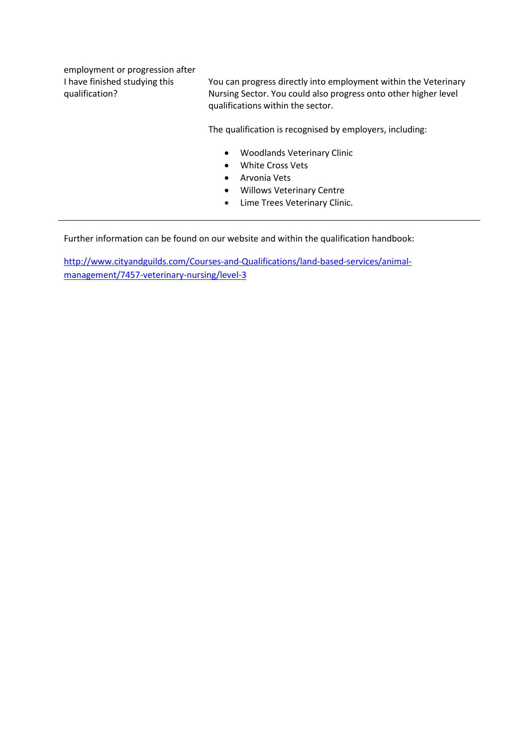| | |
|---|---|
| employment or progression after I have finished studying this qualification? | You can progress directly into employment within the Veterinary Nursing Sector. You could also progress onto other higher level qualifications within the sector.<br><br>The qualification is recognised by employers, including:<br><br>• Woodlands Veterinary Clinic<br>• White Cross Vets<br>• Arvonia Vets<br>• Willows Veterinary Centre<br>• Lime Trees Veterinary Clinic. |

Further information can be found on our website and within the qualification handbook:

http://www.cityandguilds.com/Courses-and-Qualifications/land-based-services/animal-management/7457-veterinary-nursing/level-3